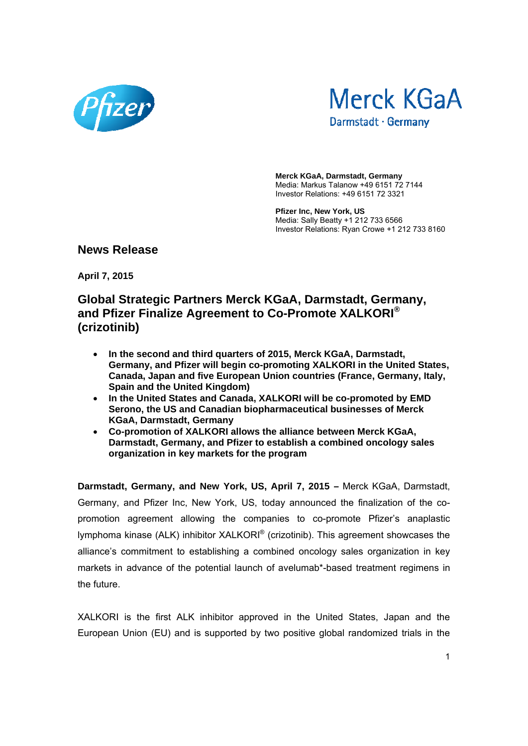Pfizer

Merck KGaA
Darmstadt · Germany

**Merck KGaA, Darmstadt, Germany**
Media: Markus Talanow +49 6151 72 7144
Investor Relations: +49 6151 72 3321

**Pfizer Inc, New York, US**
Media: Sally Beatty +1 212 733 6566
Investor Relations: Ryan Crowe +1 212 733 8160

## News Release

**April 7, 2015**

# Global Strategic Partners Merck KGaA, Darmstadt, Germany, and Pfizer Finalize Agreement to Co-Promote XALKORI® (crizotinib)

- **In the second and third quarters of 2015, Merck KGaA, Darmstadt, Germany, and Pfizer will begin co-promoting XALKORI in the United States, Canada, Japan and five European Union countries (France, Germany, Italy, Spain and the United Kingdom)**
- **In the United States and Canada, XALKORI will be co-promoted by EMD Serono, the US and Canadian biopharmaceutical businesses of Merck KGaA, Darmstadt, Germany**
- **Co-promotion of XALKORI allows the alliance between Merck KGaA, Darmstadt, Germany, and Pfizer to establish a combined oncology sales organization in key markets for the program**

**Darmstadt, Germany, and New York, US, April 7, 2015 –** Merck KGaA, Darmstadt, Germany, and Pfizer Inc, New York, US, today announced the finalization of the co-promotion agreement allowing the companies to co-promote Pfizer's anaplastic lymphoma kinase (ALK) inhibitor XALKORI® (crizotinib). This agreement showcases the alliance's commitment to establishing a combined oncology sales organization in key markets in advance of the potential launch of avelumab*-based treatment regimens in the future.

XALKORI is the first ALK inhibitor approved in the United States, Japan and the European Union (EU) and is supported by two positive global randomized trials in the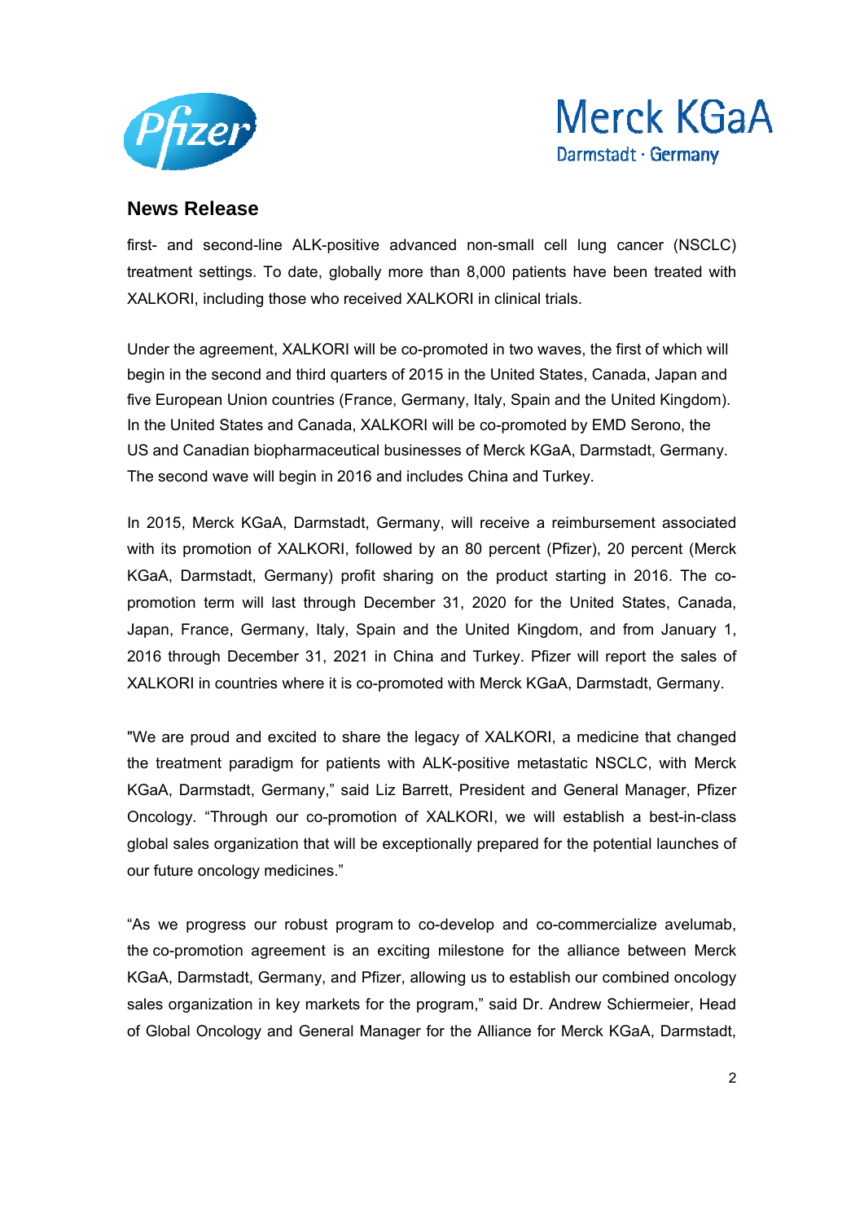## News Release

first- and second-line ALK-positive advanced non-small cell lung cancer (NSCLC) treatment settings. To date, globally more than 8,000 patients have been treated with XALKORI, including those who received XALKORI in clinical trials.

Under the agreement, XALKORI will be co-promoted in two waves, the first of which will begin in the second and third quarters of 2015 in the United States, Canada, Japan and five European Union countries (France, Germany, Italy, Spain and the United Kingdom). In the United States and Canada, XALKORI will be co-promoted by EMD Serono, the US and Canadian biopharmaceutical businesses of Merck KGaA, Darmstadt, Germany. The second wave will begin in 2016 and includes China and Turkey.

In 2015, Merck KGaA, Darmstadt, Germany, will receive a reimbursement associated with its promotion of XALKORI, followed by an 80 percent (Pfizer), 20 percent (Merck KGaA, Darmstadt, Germany) profit sharing on the product starting in 2016. The co-promotion term will last through December 31, 2020 for the United States, Canada, Japan, France, Germany, Italy, Spain and the United Kingdom, and from January 1, 2016 through December 31, 2021 in China and Turkey. Pfizer will report the sales of XALKORI in countries where it is co-promoted with Merck KGaA, Darmstadt, Germany.

"We are proud and excited to share the legacy of XALKORI, a medicine that changed the treatment paradigm for patients with ALK-positive metastatic NSCLC, with Merck KGaA, Darmstadt, Germany," said Liz Barrett, President and General Manager, Pfizer Oncology. "Through our co-promotion of XALKORI, we will establish a best-in-class global sales organization that will be exceptionally prepared for the potential launches of our future oncology medicines."

"As we progress our robust program to co-develop and co-commercialize avelumab, the co-promotion agreement is an exciting milestone for the alliance between Merck KGaA, Darmstadt, Germany, and Pfizer, allowing us to establish our combined oncology sales organization in key markets for the program," said Dr. Andrew Schiermeier, Head of Global Oncology and General Manager for the Alliance for Merck KGaA, Darmstadt,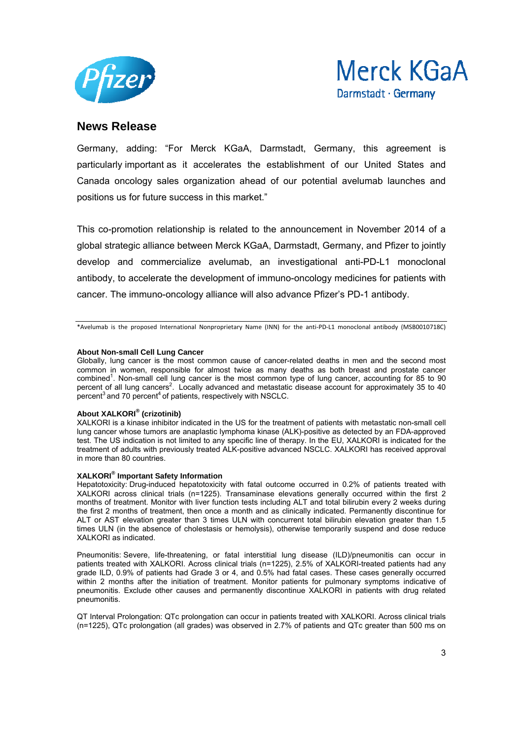## News Release

Germany, adding: "For Merck KGaA, Darmstadt, Germany, this agreement is particularly important as it accelerates the establishment of our United States and Canada oncology sales organization ahead of our potential avelumab launches and positions us for future success in this market."

This co-promotion relationship is related to the announcement in November 2014 of a global strategic alliance between Merck KGaA, Darmstadt, Germany, and Pfizer to jointly develop and commercialize avelumab, an investigational anti-PD-L1 monoclonal antibody, to accelerate the development of immuno-oncology medicines for patients with cancer. The immuno-oncology alliance will also advance Pfizer's PD-1 antibody.

---

*Avelumab is the proposed International Nonproprietary Name (INN) for the anti-PD-L1 monoclonal antibody (MSB0010718C)

**About Non-small Cell Lung Cancer**

Globally, lung cancer is the most common cause of cancer-related deaths in men and the second most common in women, responsible for almost twice as many deaths as both breast and prostate cancer combined[1]. Non-small cell lung cancer is the most common type of lung cancer, accounting for 85 to 90 percent of all lung cancers[2]. Locally advanced and metastatic disease account for approximately 35 to 40 percent[3] and 70 percent[4] of patients, respectively with NSCLC.

**About XALKORI® (crizotinib)**

XALKORI is a kinase inhibitor indicated in the US for the treatment of patients with metastatic non-small cell lung cancer whose tumors are anaplastic lymphoma kinase (ALK)-positive as detected by an FDA-approved test. The US indication is not limited to any specific line of therapy. In the EU, XALKORI is indicated for the treatment of adults with previously treated ALK-positive advanced NSCLC. XALKORI has received approval in more than 80 countries.

**XALKORI® Important Safety Information**

Hepatotoxicity: Drug-induced hepatotoxicity with fatal outcome occurred in 0.2% of patients treated with XALKORI across clinical trials (n=1225). Transaminase elevations generally occurred within the first 2 months of treatment. Monitor with liver function tests including ALT and total bilirubin every 2 weeks during the first 2 months of treatment, then once a month and as clinically indicated. Permanently discontinue for ALT or AST elevation greater than 3 times ULN with concurrent total bilirubin elevation greater than 1.5 times ULN (in the absence of cholestasis or hemolysis), otherwise temporarily suspend and dose reduce XALKORI as indicated.

Pneumonitis: Severe, life-threatening, or fatal interstitial lung disease (ILD)/pneumonitis can occur in patients treated with XALKORI. Across clinical trials (n=1225), 2.5% of XALKORI-treated patients had any grade ILD, 0.9% of patients had Grade 3 or 4, and 0.5% had fatal cases. These cases generally occurred within 2 months after the initiation of treatment. Monitor patients for pulmonary symptoms indicative of pneumonitis. Exclude other causes and permanently discontinue XALKORI in patients with drug related pneumonitis.

QT Interval Prolongation: QTc prolongation can occur in patients treated with XALKORI. Across clinical trials (n=1225), QTc prolongation (all grades) was observed in 2.7% of patients and QTc greater than 500 ms on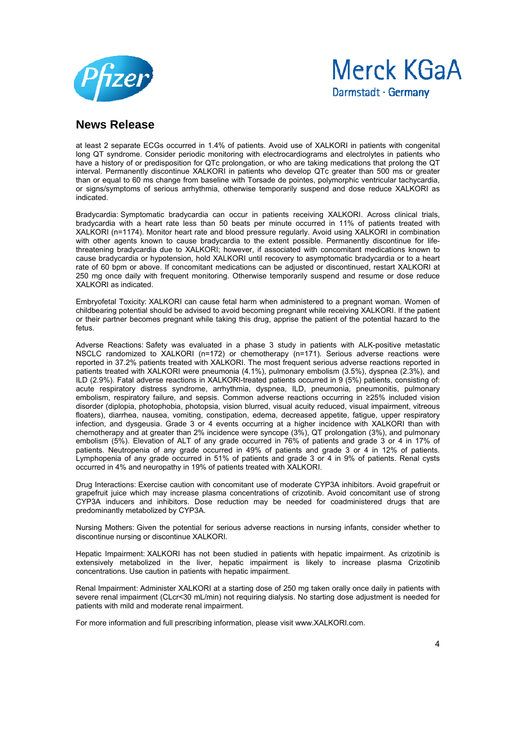at least 2 separate ECGs occurred in 1.4% of patients. Avoid use of XALKORI in patients with congenital long QT syndrome. Consider periodic monitoring with electrocardiograms and electrolytes in patients who have a history of or predisposition for QTc prolongation, or who are taking medications that prolong the QT interval. Permanently discontinue XALKORI in patients who develop QTc greater than 500 ms or greater than or equal to 60 ms change from baseline with Torsade de pointes, polymorphic ventricular tachycardia, or signs/symptoms of serious arrhythmia, otherwise temporarily suspend and dose reduce XALKORI as indicated.

Bradycardia: Symptomatic bradycardia can occur in patients receiving XALKORI. Across clinical trials, bradycardia with a heart rate less than 50 beats per minute occurred in 11% of patients treated with XALKORI (n=1174). Monitor heart rate and blood pressure regularly. Avoid using XALKORI in combination with other agents known to cause bradycardia to the extent possible. Permanently discontinue for life-threatening bradycardia due to XALKORI; however, if associated with concomitant medications known to cause bradycardia or hypotension, hold XALKORI until recovery to asymptomatic bradycardia or to a heart rate of 60 bpm or above. If concomitant medications can be adjusted or discontinued, restart XALKORI at 250 mg once daily with frequent monitoring. Otherwise temporarily suspend and resume or dose reduce XALKORI as indicated.

Embryofetal Toxicity: XALKORI can cause fetal harm when administered to a pregnant woman. Women of childbearing potential should be advised to avoid becoming pregnant while receiving XALKORI. If the patient or their partner becomes pregnant while taking this drug, apprise the patient of the potential hazard to the fetus.

Adverse Reactions: Safety was evaluated in a phase 3 study in patients with ALK-positive metastatic NSCLC randomized to XALKORI (n=172) or chemotherapy (n=171). Serious adverse reactions were reported in 37.2% patients treated with XALKORI. The most frequent serious adverse reactions reported in patients treated with XALKORI were pneumonia (4.1%), pulmonary embolism (3.5%), dyspnea (2.3%), and ILD (2.9%). Fatal adverse reactions in XALKORI-treated patients occurred in 9 (5%) patients, consisting of: acute respiratory distress syndrome, arrhythmia, dyspnea, ILD, pneumonia, pneumonitis, pulmonary embolism, respiratory failure, and sepsis. Common adverse reactions occurring in ≥25% included vision disorder (diplopia, photophobia, photopsia, vision blurred, visual acuity reduced, visual impairment, vitreous floaters), diarrhea, nausea, vomiting, constipation, edema, decreased appetite, fatigue, upper respiratory infection, and dysgeusia. Grade 3 or 4 events occurring at a higher incidence with XALKORI than with chemotherapy and at greater than 2% incidence were syncope (3%), QT prolongation (3%), and pulmonary embolism (5%). Elevation of ALT of any grade occurred in 76% of patients and grade 3 or 4 in 17% of patients. Neutropenia of any grade occurred in 49% of patients and grade 3 or 4 in 12% of patients. Lymphopenia of any grade occurred in 51% of patients and grade 3 or 4 in 9% of patients. Renal cysts occurred in 4% and neuropathy in 19% of patients treated with XALKORI.

Drug Interactions: Exercise caution with concomitant use of moderate CYP3A inhibitors. Avoid grapefruit or grapefruit juice which may increase plasma concentrations of crizotinib. Avoid concomitant use of strong CYP3A inducers and inhibitors. Dose reduction may be needed for coadministered drugs that are predominantly metabolized by CYP3A.

Nursing Mothers: Given the potential for serious adverse reactions in nursing infants, consider whether to discontinue nursing or discontinue XALKORI.

Hepatic Impairment: XALKORI has not been studied in patients with hepatic impairment. As crizotinib is extensively metabolized in the liver, hepatic impairment is likely to increase plasma Crizotinib concentrations. Use caution in patients with hepatic impairment.

Renal Impairment: Administer XALKORI at a starting dose of 250 mg taken orally once daily in patients with severe renal impairment (CLcr<30 mL/min) not requiring dialysis. No starting dose adjustment is needed for patients with mild and moderate renal impairment.

For more information and full prescribing information, please visit www.XALKORI.com.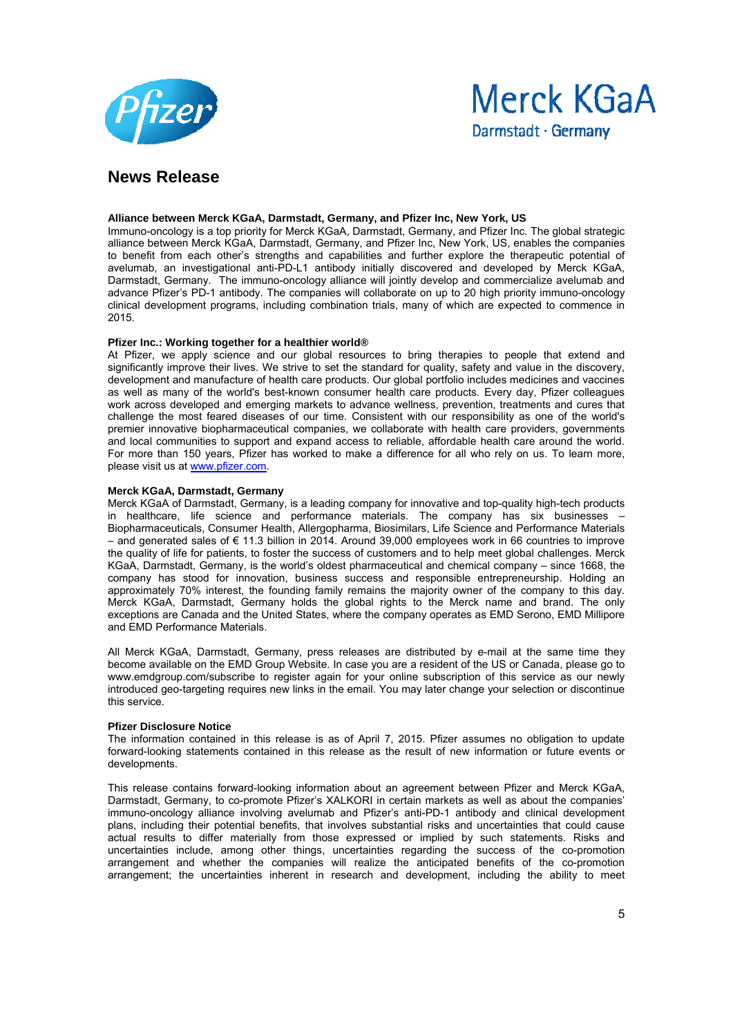## News Release

**Alliance between Merck KGaA, Darmstadt, Germany, and Pfizer Inc, New York, US**
Immuno-oncology is a top priority for Merck KGaA, Darmstadt, Germany, and Pfizer Inc. The global strategic alliance between Merck KGaA, Darmstadt, Germany, and Pfizer Inc, New York, US, enables the companies to benefit from each other's strengths and capabilities and further explore the therapeutic potential of avelumab, an investigational anti-PD-L1 antibody initially discovered and developed by Merck KGaA, Darmstadt, Germany. The immuno-oncology alliance will jointly develop and commercialize avelumab and advance Pfizer's PD-1 antibody. The companies will collaborate on up to 20 high priority immuno-oncology clinical development programs, including combination trials, many of which are expected to commence in 2015.

**Pfizer Inc.: Working together for a healthier world®**
At Pfizer, we apply science and our global resources to bring therapies to people that extend and significantly improve their lives. We strive to set the standard for quality, safety and value in the discovery, development and manufacture of health care products. Our global portfolio includes medicines and vaccines as well as many of the world's best-known consumer health care products. Every day, Pfizer colleagues work across developed and emerging markets to advance wellness, prevention, treatments and cures that challenge the most feared diseases of our time. Consistent with our responsibility as one of the world's premier innovative biopharmaceutical companies, we collaborate with health care providers, governments and local communities to support and expand access to reliable, affordable health care around the world. For more than 150 years, Pfizer has worked to make a difference for all who rely on us. To learn more, please visit us at www.pfizer.com.

**Merck KGaA, Darmstadt, Germany**
Merck KGaA of Darmstadt, Germany, is a leading company for innovative and top-quality high-tech products in healthcare, life science and performance materials. The company has six businesses – Biopharmaceuticals, Consumer Health, Allergopharma, Biosimilars, Life Science and Performance Materials – and generated sales of € 11.3 billion in 2014. Around 39,000 employees work in 66 countries to improve the quality of life for patients, to foster the success of customers and to help meet global challenges. Merck KGaA, Darmstadt, Germany, is the world's oldest pharmaceutical and chemical company – since 1668, the company has stood for innovation, business success and responsible entrepreneurship. Holding an approximately 70% interest, the founding family remains the majority owner of the company to this day. Merck KGaA, Darmstadt, Germany holds the global rights to the Merck name and brand. The only exceptions are Canada and the United States, where the company operates as EMD Serono, EMD Millipore and EMD Performance Materials.

All Merck KGaA, Darmstadt, Germany, press releases are distributed by e-mail at the same time they become available on the EMD Group Website. In case you are a resident of the US or Canada, please go to www.emdgroup.com/subscribe to register again for your online subscription of this service as our newly introduced geo-targeting requires new links in the email. You may later change your selection or discontinue this service.

**Pfizer Disclosure Notice**
The information contained in this release is as of April 7, 2015. Pfizer assumes no obligation to update forward-looking statements contained in this release as the result of new information or future events or developments.

This release contains forward-looking information about an agreement between Pfizer and Merck KGaA, Darmstadt, Germany, to co-promote Pfizer's XALKORI in certain markets as well as about the companies' immuno-oncology alliance involving avelumab and Pfizer's anti-PD-1 antibody and clinical development plans, including their potential benefits, that involves substantial risks and uncertainties that could cause actual results to differ materially from those expressed or implied by such statements. Risks and uncertainties include, among other things, uncertainties regarding the success of the co-promotion arrangement and whether the companies will realize the anticipated benefits of the co-promotion arrangement; the uncertainties inherent in research and development, including the ability to meet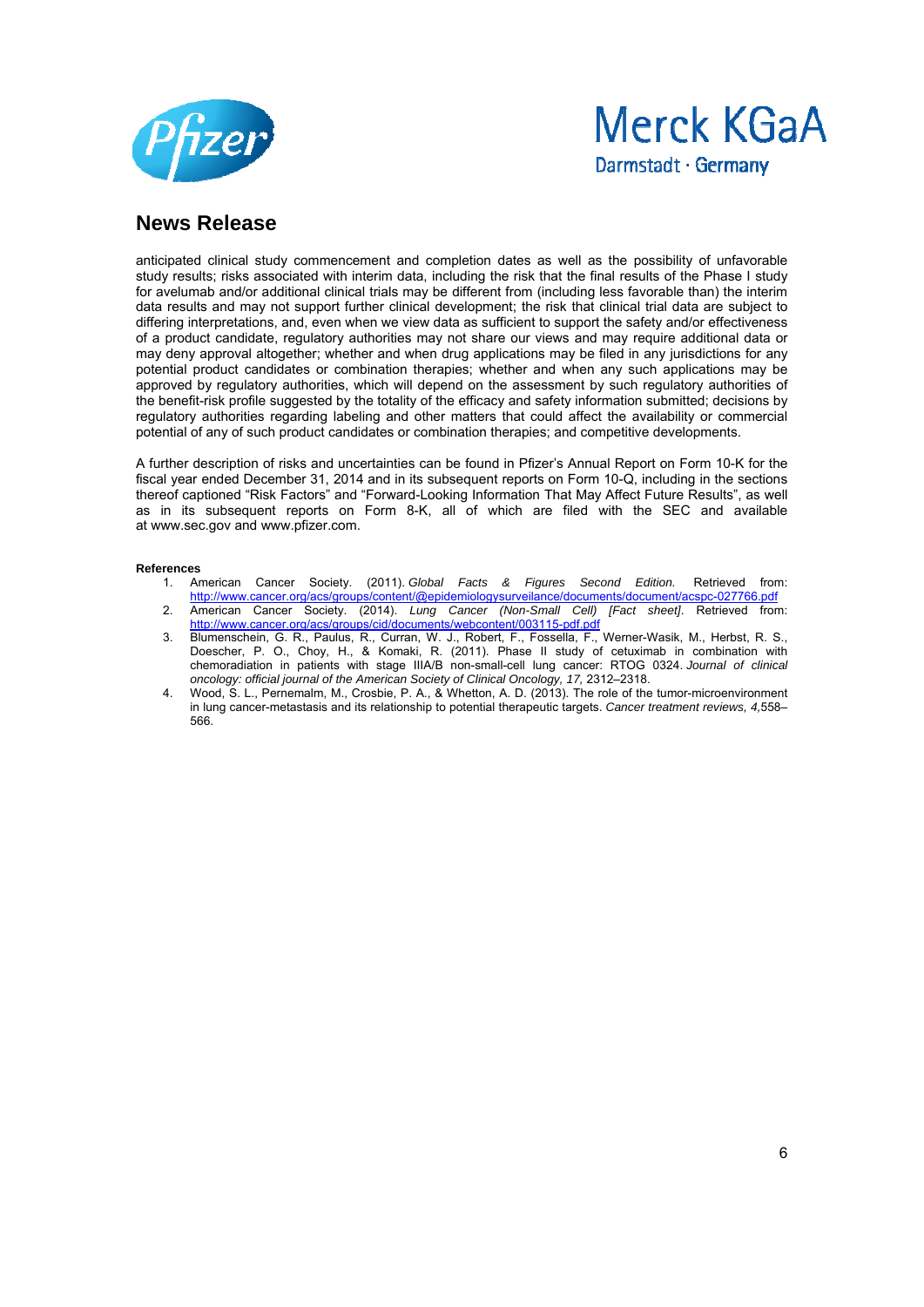## News Release

anticipated clinical study commencement and completion dates as well as the possibility of unfavorable study results; risks associated with interim data, including the risk that the final results of the Phase I study for avelumab and/or additional clinical trials may be different from (including less favorable than) the interim data results and may not support further clinical development; the risk that clinical trial data are subject to differing interpretations, and, even when we view data as sufficient to support the safety and/or effectiveness of a product candidate, regulatory authorities may not share our views and may require additional data or may deny approval altogether; whether and when drug applications may be filed in any jurisdictions for any potential product candidates or combination therapies; whether and when any such applications may be approved by regulatory authorities, which will depend on the assessment by such regulatory authorities of the benefit-risk profile suggested by the totality of the efficacy and safety information submitted; decisions by regulatory authorities regarding labeling and other matters that could affect the availability or commercial potential of any of such product candidates or combination therapies; and competitive developments.

A further description of risks and uncertainties can be found in Pfizer's Annual Report on Form 10-K for the fiscal year ended December 31, 2014 and in its subsequent reports on Form 10-Q, including in the sections thereof captioned "Risk Factors" and "Forward-Looking Information That May Affect Future Results", as well as in its subsequent reports on Form 8-K, all of which are filed with the SEC and available at www.sec.gov and www.pfizer.com.

**References**

1. American Cancer Society. (2011). *Global Facts & Figures Second Edition.* Retrieved from: http://www.cancer.org/acs/groups/content/@epidemiologysurveilance/documents/document/acspc-027766.pdf
2. American Cancer Society. (2014). *Lung Cancer (Non-Small Cell) [Fact sheet]*. Retrieved from: http://www.cancer.org/acs/groups/cid/documents/webcontent/003115-pdf.pdf
3. Blumenschein, G. R., Paulus, R., Curran, W. J., Robert, F., Fossella, F., Werner-Wasik, M., Herbst, R. S., Doescher, P. O., Choy, H., & Komaki, R. (2011). Phase II study of cetuximab in combination with chemoradiation in patients with stage IIIA/B non-small-cell lung cancer: RTOG 0324. *Journal of clinical oncology: official journal of the American Society of Clinical Oncology, 17,* 2312–2318.
4. Wood, S. L., Pernemalm, M., Crosbie, P. A., & Whetton, A. D. (2013). The role of the tumor-microenvironment in lung cancer-metastasis and its relationship to potential therapeutic targets. *Cancer treatment reviews, 4,*558–566.